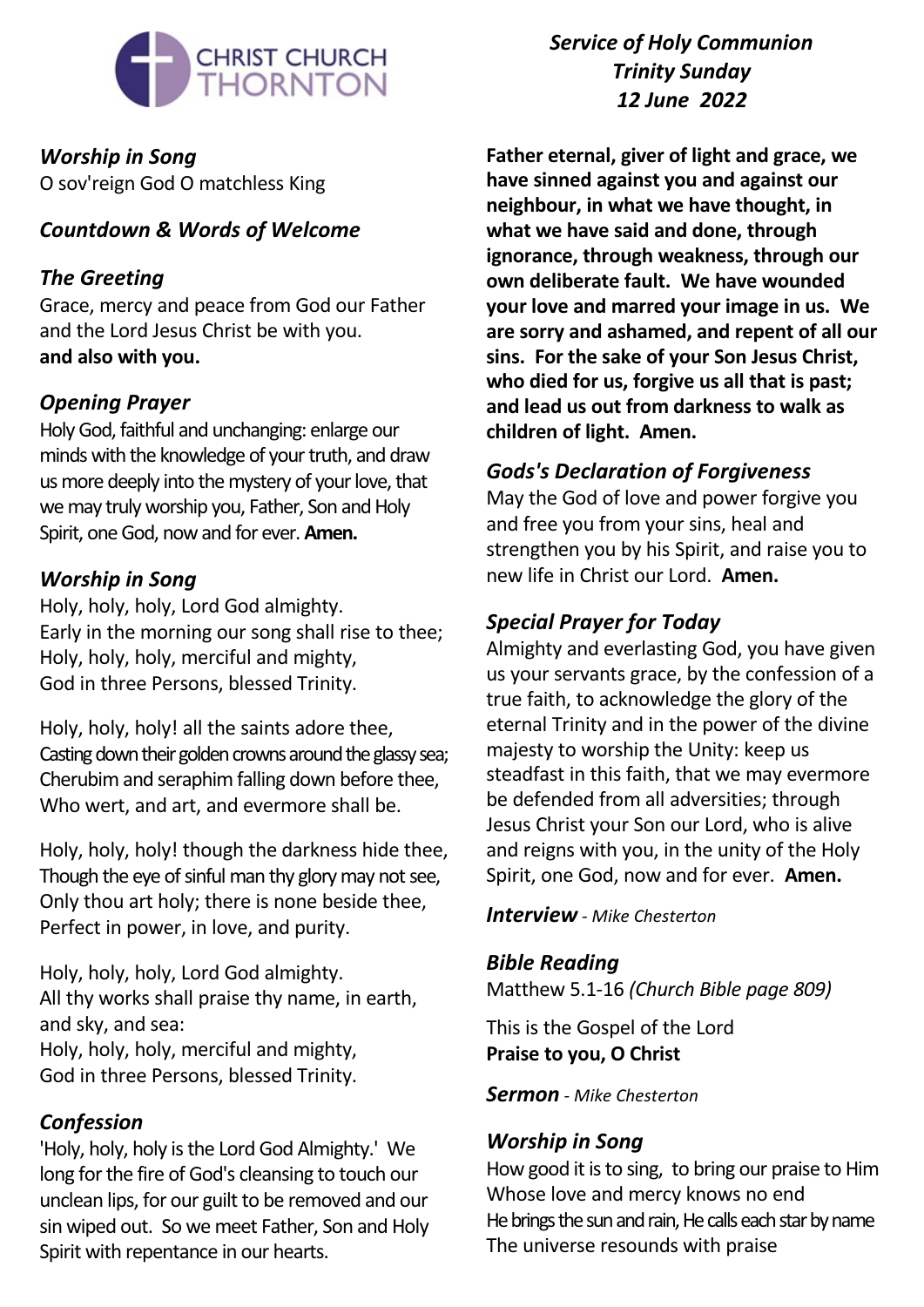CHRIST CHURCH THORNTON

*Service of Holy Communion*
*Trinity Sunday*
*12 June 2022*

### *Worship in Song*

O sov'reign God O matchless King

### *Countdown & Words of Welcome*

### *The Greeting*

Grace, mercy and peace from God our Father and the Lord Jesus Christ be with you.
**and also with you.**

### *Opening Prayer*

Holy God, faithful and unchanging: enlarge our minds with the knowledge of your truth, and draw us more deeply into the mystery of your love, that we may truly worship you, Father, Son and Holy Spirit, one God, now and for ever. **Amen.**

### *Worship in Song*

Holy, holy, holy, Lord God almighty.
Early in the morning our song shall rise to thee;
Holy, holy, holy, merciful and mighty,
God in three Persons, blessed Trinity.

Holy, holy, holy! all the saints adore thee,
Casting down their golden crowns around the glassy sea;
Cherubim and seraphim falling down before thee,
Who wert, and art, and evermore shall be.

Holy, holy, holy! though the darkness hide thee,
Though the eye of sinful man thy glory may not see,
Only thou art holy; there is none beside thee,
Perfect in power, in love, and purity.

Holy, holy, holy, Lord God almighty.
All thy works shall praise thy name, in earth, and sky, and sea:
Holy, holy, holy, merciful and mighty,
God in three Persons, blessed Trinity.

### *Confession*

'Holy, holy, holy is the Lord God Almighty.' We long for the fire of God's cleansing to touch our unclean lips, for our guilt to be removed and our sin wiped out. So we meet Father, Son and Holy Spirit with repentance in our hearts.

**Father eternal, giver of light and grace, we have sinned against you and against our neighbour, in what we have thought, in what we have said and done, through ignorance, through weakness, through our own deliberate fault. We have wounded your love and marred your image in us. We are sorry and ashamed, and repent of all our sins. For the sake of your Son Jesus Christ, who died for us, forgive us all that is past; and lead us out from darkness to walk as children of light. Amen.**

### *Gods's Declaration of Forgiveness*

May the God of love and power forgive you and free you from your sins, heal and strengthen you by his Spirit, and raise you to new life in Christ our Lord. **Amen.**

### *Special Prayer for Today*

Almighty and everlasting God, you have given us your servants grace, by the confession of a true faith, to acknowledge the glory of the eternal Trinity and in the power of the divine majesty to worship the Unity: keep us steadfast in this faith, that we may evermore be defended from all adversities; through Jesus Christ your Son our Lord, who is alive and reigns with you, in the unity of the Holy Spirit, one God, now and for ever. **Amen.**

***Interview*** - *Mike Chesterton*

### *Bible Reading*

Matthew 5.1-16 *(Church Bible page 809)*

This is the Gospel of the Lord
**Praise to you, O Christ**

***Sermon*** - *Mike Chesterton*

### *Worship in Song*

How good it is to sing, to bring our praise to Him
Whose love and mercy knows no end
He brings the sun and rain, He calls each star by name
The universe resounds with praise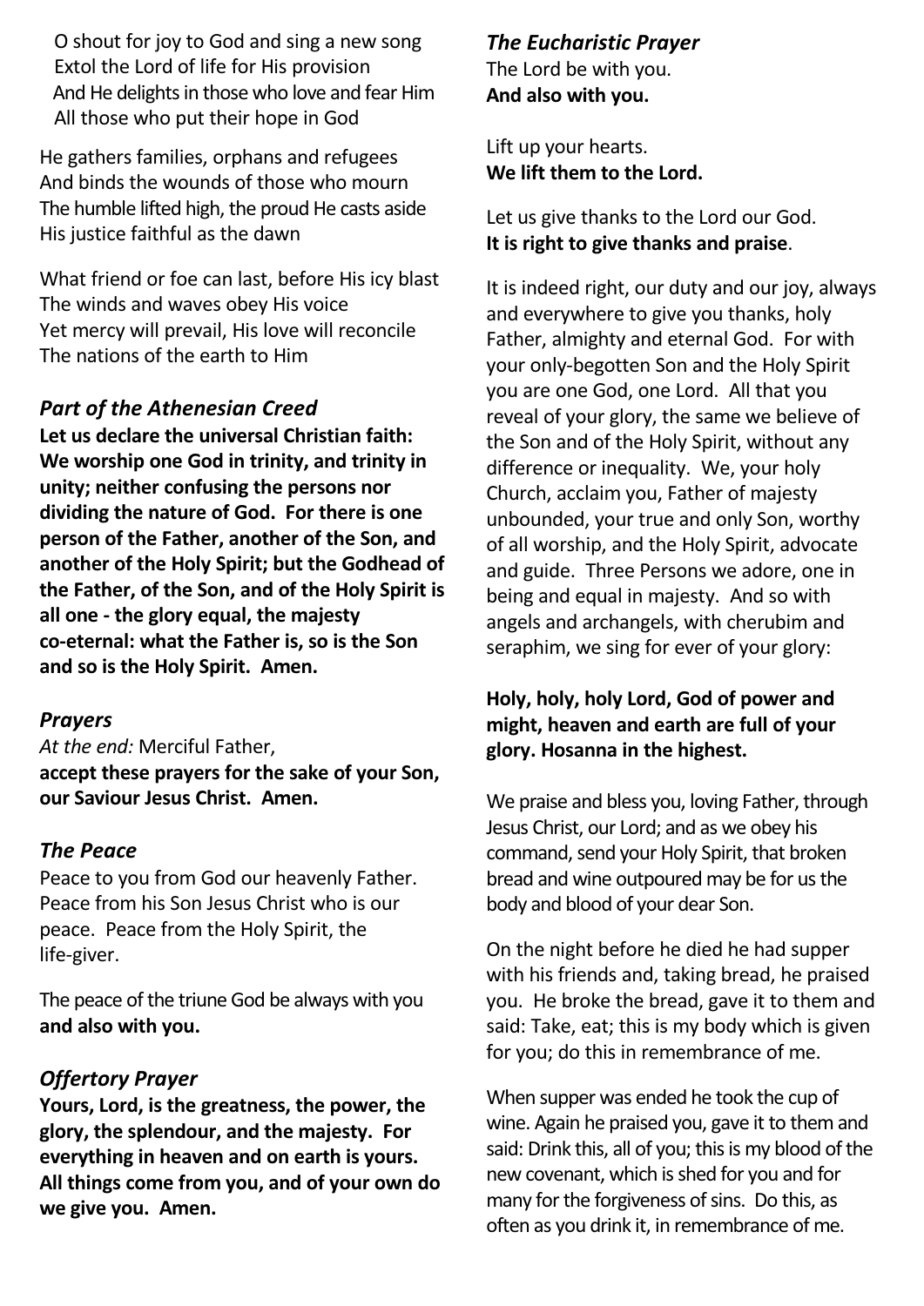O shout for joy to God and sing a new song
Extol the Lord of life for His provision
And He delights in those who love and fear Him
All those who put their hope in God

He gathers families, orphans and refugees
And binds the wounds of those who mourn
The humble lifted high, the proud He casts aside
His justice faithful as the dawn

What friend or foe can last, before His icy blast
The winds and waves obey His voice
Yet mercy will prevail, His love will reconcile
The nations of the earth to Him

### *Part of the Athenesian Creed*

**Let us declare the universal Christian faith: We worship one God in trinity, and trinity in unity; neither confusing the persons nor dividing the nature of God. For there is one person of the Father, another of the Son, and another of the Holy Spirit; but the Godhead of the Father, of the Son, and of the Holy Spirit is all one - the glory equal, the majesty co-eternal: what the Father is, so is the Son and so is the Holy Spirit. Amen.**

### *Prayers*

*At the end:* Merciful Father,
**accept these prayers for the sake of your Son, our Saviour Jesus Christ. Amen.**

### *The Peace*

Peace to you from God our heavenly Father. Peace from his Son Jesus Christ who is our peace. Peace from the Holy Spirit, the life-giver.

The peace of the triune God be always with you
**and also with you.**

### *Offertory Prayer*

**Yours, Lord, is the greatness, the power, the glory, the splendour, and the majesty. For everything in heaven and on earth is yours. All things come from you, and of your own do we give you. Amen.**

### *The Eucharistic Prayer*

The Lord be with you.
**And also with you.**

Lift up your hearts.
**We lift them to the Lord.**

Let us give thanks to the Lord our God.
**It is right to give thanks and praise**.

It is indeed right, our duty and our joy, always and everywhere to give you thanks, holy Father, almighty and eternal God. For with your only-begotten Son and the Holy Spirit you are one God, one Lord. All that you reveal of your glory, the same we believe of the Son and of the Holy Spirit, without any difference or inequality. We, your holy Church, acclaim you, Father of majesty unbounded, your true and only Son, worthy of all worship, and the Holy Spirit, advocate and guide. Three Persons we adore, one in being and equal in majesty. And so with angels and archangels, with cherubim and seraphim, we sing for ever of your glory:

**Holy, holy, holy Lord, God of power and might, heaven and earth are full of your glory. Hosanna in the highest.**

We praise and bless you, loving Father, through Jesus Christ, our Lord; and as we obey his command, send your Holy Spirit, that broken bread and wine outpoured may be for us the body and blood of your dear Son.

On the night before he died he had supper with his friends and, taking bread, he praised you. He broke the bread, gave it to them and said: Take, eat; this is my body which is given for you; do this in remembrance of me.

When supper was ended he took the cup of wine. Again he praised you, gave it to them and said: Drink this, all of you; this is my blood of the new covenant, which is shed for you and for many for the forgiveness of sins. Do this, as often as you drink it, in remembrance of me.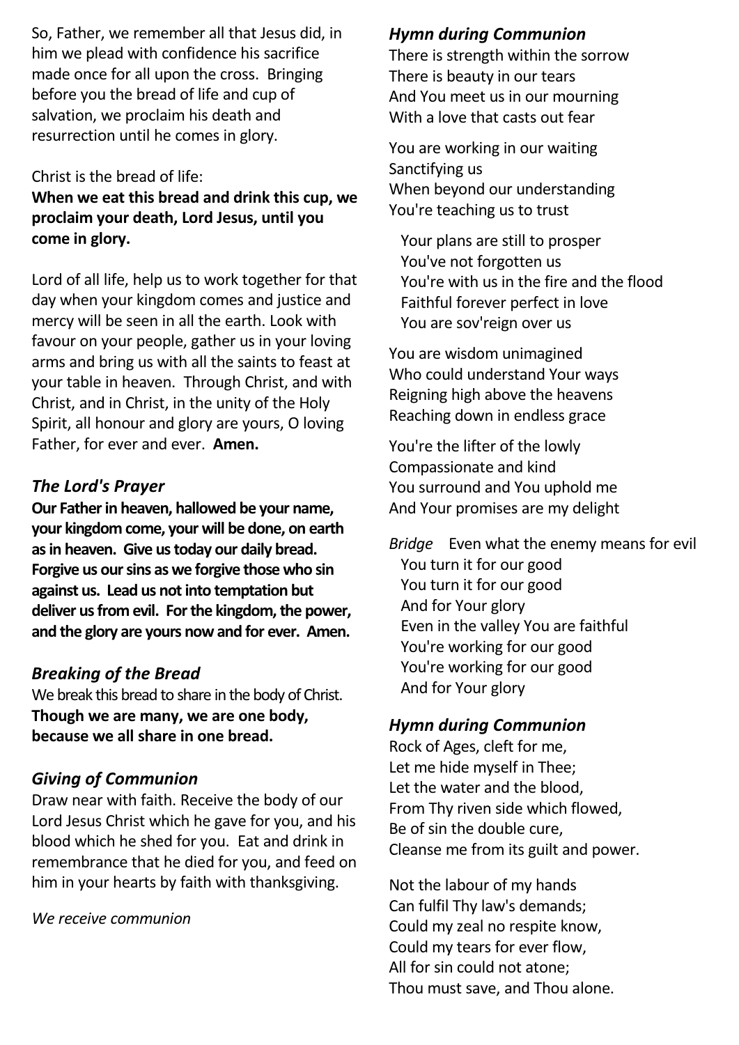So, Father, we remember all that Jesus did, in him we plead with confidence his sacrifice made once for all upon the cross. Bringing before you the bread of life and cup of salvation, we proclaim his death and resurrection until he comes in glory.

Christ is the bread of life:
**When we eat this bread and drink this cup, we proclaim your death, Lord Jesus, until you come in glory.**

Lord of all life, help us to work together for that day when your kingdom comes and justice and mercy will be seen in all the earth. Look with favour on your people, gather us in your loving arms and bring us with all the saints to feast at your table in heaven. Through Christ, and with Christ, and in Christ, in the unity of the Holy Spirit, all honour and glory are yours, O loving Father, for ever and ever. **Amen.**

### *The Lord's Prayer*

**Our Father in heaven, hallowed be your name, your kingdom come, your will be done, on earth as in heaven. Give us today our daily bread. Forgive us our sins as we forgive those who sin against us. Lead us not into temptation but deliver us from evil. For the kingdom, the power, and the glory are yours now and for ever. Amen.**

### *Breaking of the Bread*

We break this bread to share in the body of Christ.
**Though we are many, we are one body, because we all share in one bread.**

### *Giving of Communion*

Draw near with faith. Receive the body of our Lord Jesus Christ which he gave for you, and his blood which he shed for you. Eat and drink in remembrance that he died for you, and feed on him in your hearts by faith with thanksgiving.

*We receive communion*

### *Hymn during Communion*

There is strength within the sorrow
There is beauty in our tears
And You meet us in our mourning
With a love that casts out fear

You are working in our waiting
Sanctifying us
When beyond our understanding
You're teaching us to trust

Your plans are still to prosper
You've not forgotten us
You're with us in the fire and the flood
Faithful forever perfect in love
You are sov'reign over us

You are wisdom unimagined
Who could understand Your ways
Reigning high above the heavens
Reaching down in endless grace

You're the lifter of the lowly
Compassionate and kind
You surround and You uphold me
And Your promises are my delight

*Bridge* Even what the enemy means for evil
You turn it for our good
You turn it for our good
And for Your glory
Even in the valley You are faithful
You're working for our good
You're working for our good
And for Your glory

### *Hymn during Communion*

Rock of Ages, cleft for me,
Let me hide myself in Thee;
Let the water and the blood,
From Thy riven side which flowed,
Be of sin the double cure,
Cleanse me from its guilt and power.

Not the labour of my hands
Can fulfil Thy law's demands;
Could my zeal no respite know,
Could my tears for ever flow,
All for sin could not atone;
Thou must save, and Thou alone.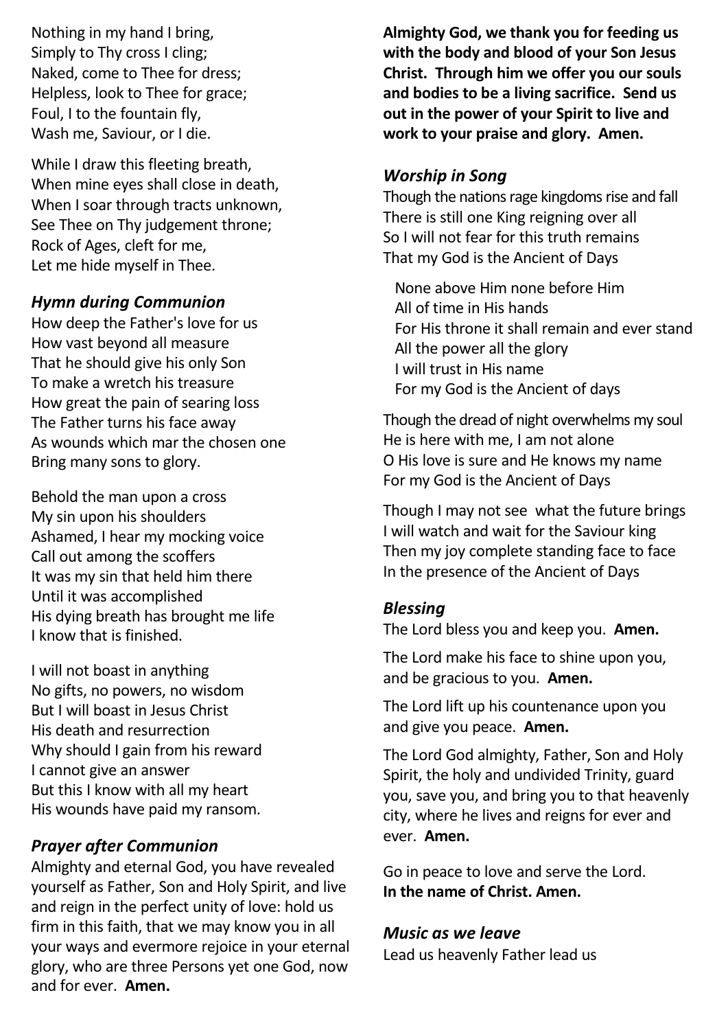Nothing in my hand I bring,
Simply to Thy cross I cling;
Naked, come to Thee for dress;
Helpless, look to Thee for grace;
Foul, I to the fountain fly,
Wash me, Saviour, or I die.

While I draw this fleeting breath,
When mine eyes shall close in death,
When I soar through tracts unknown,
See Thee on Thy judgement throne;
Rock of Ages, cleft for me,
Let me hide myself in Thee.

### *Hymn during Communion*

How deep the Father's love for us
How vast beyond all measure
That he should give his only Son
To make a wretch his treasure
How great the pain of searing loss
The Father turns his face away
As wounds which mar the chosen one
Bring many sons to glory.

Behold the man upon a cross
My sin upon his shoulders
Ashamed, I hear my mocking voice
Call out among the scoffers
It was my sin that held him there
Until it was accomplished
His dying breath has brought me life
I know that is finished.

I will not boast in anything
No gifts, no powers, no wisdom
But I will boast in Jesus Christ
His death and resurrection
Why should I gain from his reward
I cannot give an answer
But this I know with all my heart
His wounds have paid my ransom.

### *Prayer after Communion*

Almighty and eternal God, you have revealed yourself as Father, Son and Holy Spirit, and live and reign in the perfect unity of love: hold us firm in this faith, that we may know you in all your ways and evermore rejoice in your eternal glory, who are three Persons yet one God, now and for ever. **Amen.**

**Almighty God, we thank you for feeding us with the body and blood of your Son Jesus Christ. Through him we offer you our souls and bodies to be a living sacrifice. Send us out in the power of your Spirit to live and work to your praise and glory. Amen.**

### *Worship in Song*

Though the nations rage kingdoms rise and fall
There is still one King reigning over all
So I will not fear for this truth remains
That my God is the Ancient of Days

None above Him none before Him
All of time in His hands
For His throne it shall remain and ever stand
All the power all the glory
I will trust in His name
For my God is the Ancient of days

Though the dread of night overwhelms my soul
He is here with me, I am not alone
O His love is sure and He knows my name
For my God is the Ancient of Days

Though I may not see what the future brings
I will watch and wait for the Saviour king
Then my joy complete standing face to face
In the presence of the Ancient of Days

### *Blessing*

The Lord bless you and keep you. **Amen.**

The Lord make his face to shine upon you, and be gracious to you. **Amen.**

The Lord lift up his countenance upon you and give you peace. **Amen.**

The Lord God almighty, Father, Son and Holy Spirit, the holy and undivided Trinity, guard you, save you, and bring you to that heavenly city, where he lives and reigns for ever and ever. **Amen.**

Go in peace to love and serve the Lord.
**In the name of Christ. Amen.**

### *Music as we leave*

Lead us heavenly Father lead us